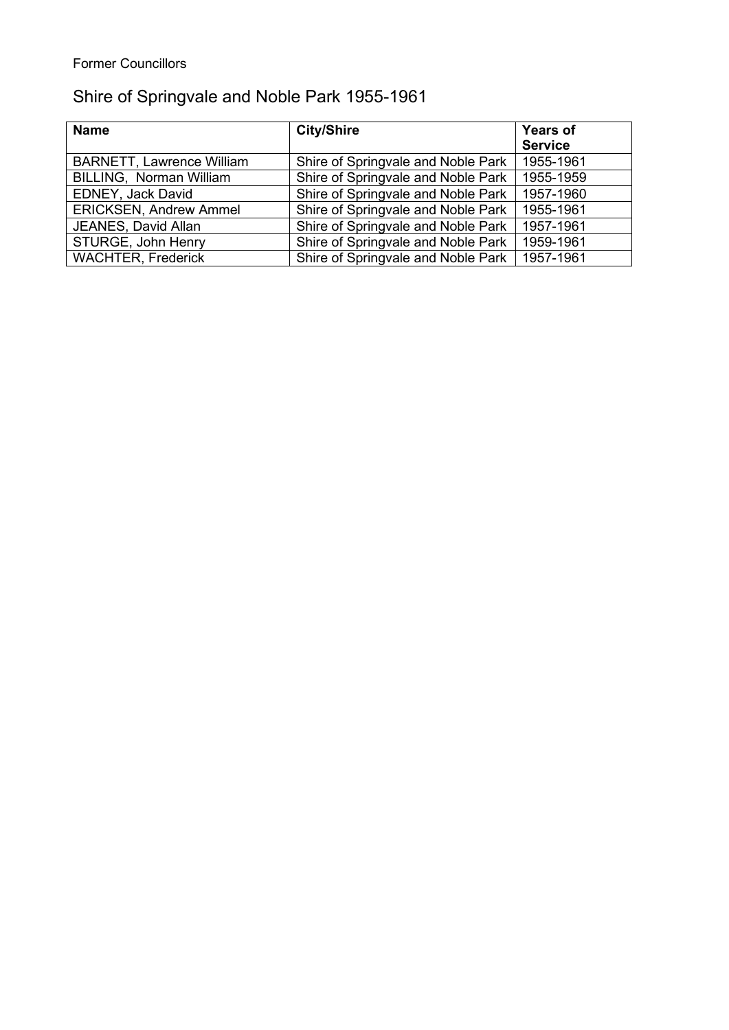Former Councillors

# Shire of Springvale and Noble Park 1955-1961

| **Name** | **City/Shire** | **Years of Service** |
|---|---|---|
| BARNETT, Lawrence William | Shire of Springvale and Noble Park | 1955-1961 |
| BILLING, Norman William | Shire of Springvale and Noble Park | 1955-1959 |
| EDNEY, Jack David | Shire of Springvale and Noble Park | 1957-1960 |
| ERICKSEN, Andrew Ammel | Shire of Springvale and Noble Park | 1955-1961 |
| JEANES, David Allan | Shire of Springvale and Noble Park | 1957-1961 |
| STURGE, John Henry | Shire of Springvale and Noble Park | 1959-1961 |
| WACHTER, Frederick | Shire of Springvale and Noble Park | 1957-1961 |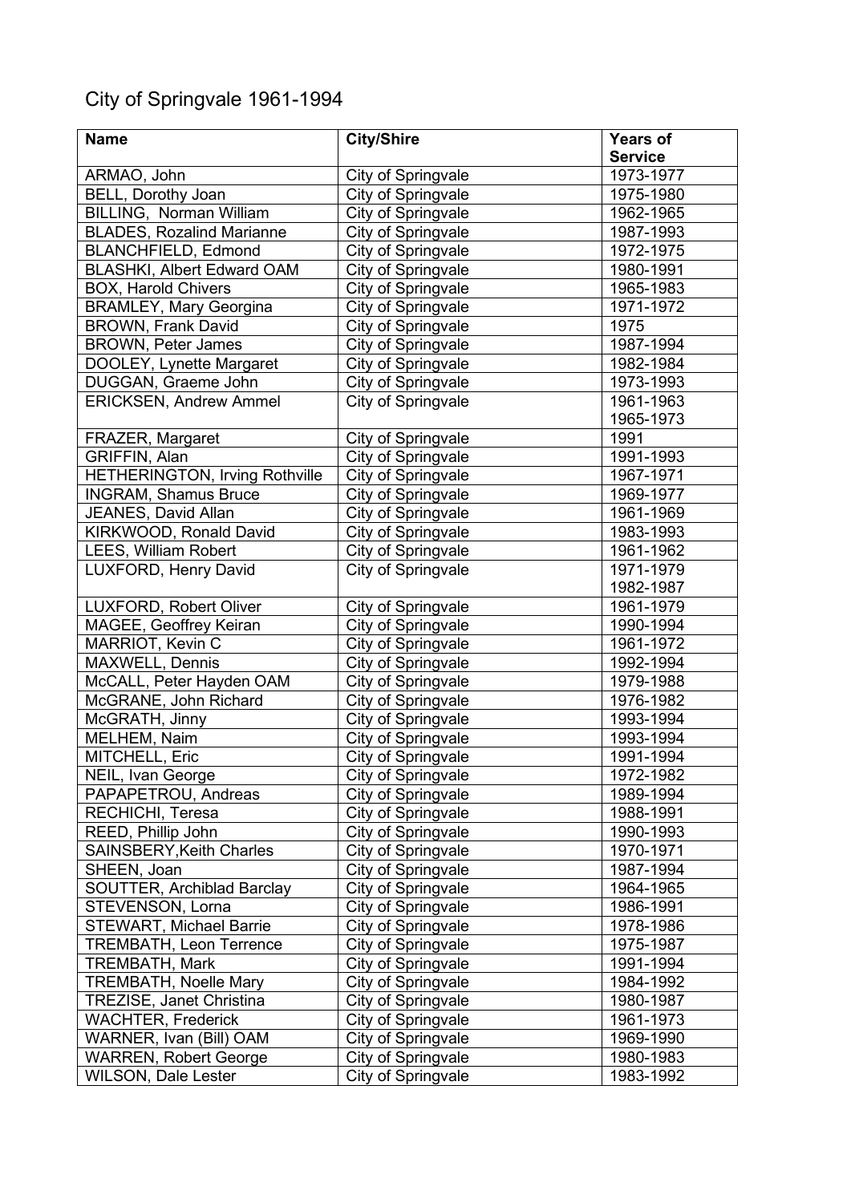City of Springvale 1961-1994

| Name | City/Shire | Years of Service |
|---|---|---|
| ARMAO, John | City of Springvale | 1973-1977 |
| BELL, Dorothy Joan | City of Springvale | 1975-1980 |
| BILLING, Norman William | City of Springvale | 1962-1965 |
| BLADES, Rozalind Marianne | City of Springvale | 1987-1993 |
| BLANCHFIELD, Edmond | City of Springvale | 1972-1975 |
| BLASHKI, Albert Edward OAM | City of Springvale | 1980-1991 |
| BOX, Harold Chivers | City of Springvale | 1965-1983 |
| BRAMLEY, Mary Georgina | City of Springvale | 1971-1972 |
| BROWN, Frank David | City of Springvale | 1975 |
| BROWN, Peter James | City of Springvale | 1987-1994 |
| DOOLEY, Lynette Margaret | City of Springvale | 1982-1984 |
| DUGGAN, Graeme John | City of Springvale | 1973-1993 |
| ERICKSEN, Andrew Ammel | City of Springvale | 1961-1963<br>1965-1973 |
| FRAZER, Margaret | City of Springvale | 1991 |
| GRIFFIN, Alan | City of Springvale | 1991-1993 |
| HETHERINGTON, Irving Rothville | City of Springvale | 1967-1971 |
| INGRAM, Shamus Bruce | City of Springvale | 1969-1977 |
| JEANES, David Allan | City of Springvale | 1961-1969 |
| KIRKWOOD, Ronald David | City of Springvale | 1983-1993 |
| LEES, William Robert | City of Springvale | 1961-1962 |
| LUXFORD, Henry David | City of Springvale | 1971-1979<br>1982-1987 |
| LUXFORD, Robert Oliver | City of Springvale | 1961-1979 |
| MAGEE, Geoffrey Keiran | City of Springvale | 1990-1994 |
| MARRIOT, Kevin C | City of Springvale | 1961-1972 |
| MAXWELL, Dennis | City of Springvale | 1992-1994 |
| McCALL, Peter Hayden OAM | City of Springvale | 1979-1988 |
| McGRANE, John Richard | City of Springvale | 1976-1982 |
| McGRATH, Jinny | City of Springvale | 1993-1994 |
| MELHEM, Naim | City of Springvale | 1993-1994 |
| MITCHELL, Eric | City of Springvale | 1991-1994 |
| NEIL, Ivan George | City of Springvale | 1972-1982 |
| PAPAPETROU, Andreas | City of Springvale | 1989-1994 |
| RECHICHI, Teresa | City of Springvale | 1988-1991 |
| REED, Phillip John | City of Springvale | 1990-1993 |
| SAINSBERY,Keith Charles | City of Springvale | 1970-1971 |
| SHEEN, Joan | City of Springvale | 1987-1994 |
| SOUTTER, Archiblad Barclay | City of Springvale | 1964-1965 |
| STEVENSON, Lorna | City of Springvale | 1986-1991 |
| STEWART, Michael Barrie | City of Springvale | 1978-1986 |
| TREMBATH, Leon Terrence | City of Springvale | 1975-1987 |
| TREMBATH, Mark | City of Springvale | 1991-1994 |
| TREMBATH, Noelle Mary | City of Springvale | 1984-1992 |
| TREZISE, Janet Christina | City of Springvale | 1980-1987 |
| WACHTER, Frederick | City of Springvale | 1961-1973 |
| WARNER, Ivan (Bill) OAM | City of Springvale | 1969-1990 |
| WARREN, Robert George | City of Springvale | 1980-1983 |
| WILSON, Dale Lester | City of Springvale | 1983-1992 |